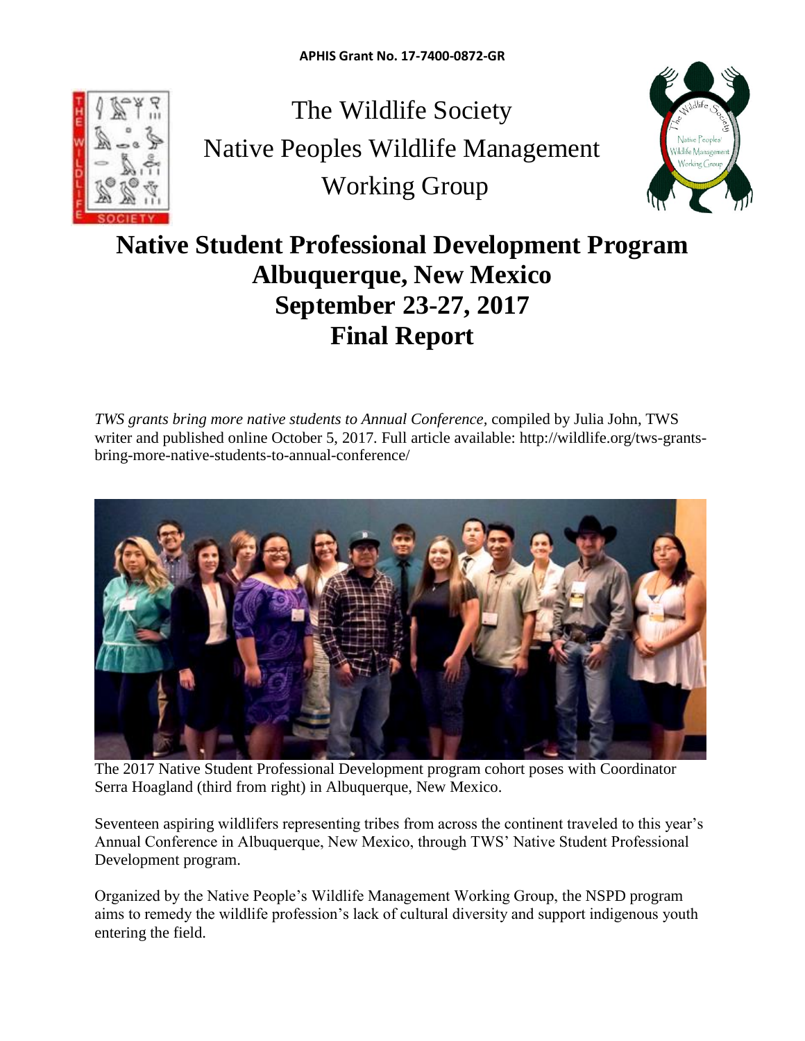APHIS Grant No. 17-7400-0872-GR

The Wildlife Society
Native Peoples Wildlife Management
Working Group

# Native Student Professional Development Program
# Albuquerque, New Mexico
# September 23-27, 2017
# Final Report

*TWS grants bring more native students to Annual Conference,* compiled by Julia John, TWS writer and published online October 5, 2017. Full article available: http://wildlife.org/tws-grants-bring-more-native-students-to-annual-conference/

The 2017 Native Student Professional Development program cohort poses with Coordinator Serra Hoagland (third from right) in Albuquerque, New Mexico.

Seventeen aspiring wildlifers representing tribes from across the continent traveled to this year's Annual Conference in Albuquerque, New Mexico, through TWS' Native Student Professional Development program.

Organized by the Native People's Wildlife Management Working Group, the NSPD program aims to remedy the wildlife profession's lack of cultural diversity and support indigenous youth entering the field.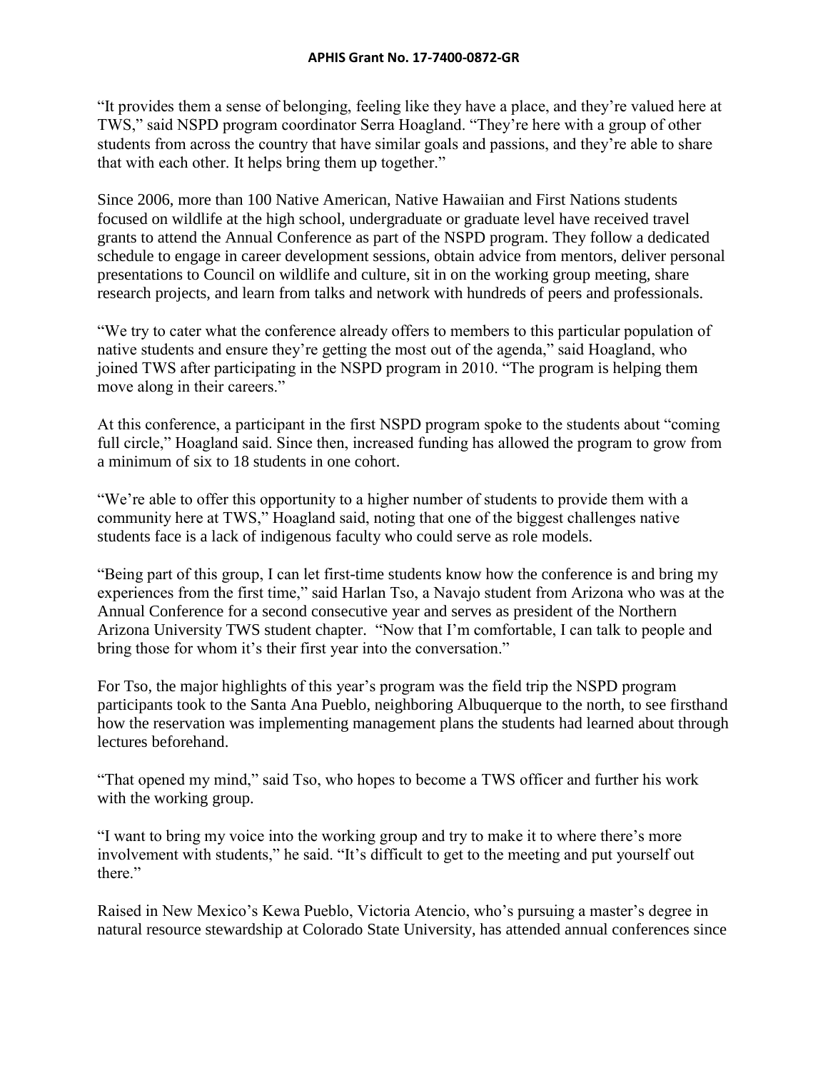“It provides them a sense of belonging, feeling like they have a place, and they’re valued here at TWS,” said NSPD program coordinator Serra Hoagland. “They’re here with a group of other students from across the country that have similar goals and passions, and they’re able to share that with each other. It helps bring them up together.”

Since 2006, more than 100 Native American, Native Hawaiian and First Nations students focused on wildlife at the high school, undergraduate or graduate level have received travel grants to attend the Annual Conference as part of the NSPD program. They follow a dedicated schedule to engage in career development sessions, obtain advice from mentors, deliver personal presentations to Council on wildlife and culture, sit in on the working group meeting, share research projects, and learn from talks and network with hundreds of peers and professionals.

“We try to cater what the conference already offers to members to this particular population of native students and ensure they’re getting the most out of the agenda,” said Hoagland, who joined TWS after participating in the NSPD program in 2010. “The program is helping them move along in their careers.”

At this conference, a participant in the first NSPD program spoke to the students about “coming full circle,” Hoagland said. Since then, increased funding has allowed the program to grow from a minimum of six to 18 students in one cohort.

“We’re able to offer this opportunity to a higher number of students to provide them with a community here at TWS,” Hoagland said, noting that one of the biggest challenges native students face is a lack of indigenous faculty who could serve as role models.

“Being part of this group, I can let first-time students know how the conference is and bring my experiences from the first time,” said Harlan Tso, a Navajo student from Arizona who was at the Annual Conference for a second consecutive year and serves as president of the Northern Arizona University TWS student chapter. “Now that I’m comfortable, I can talk to people and bring those for whom it’s their first year into the conversation.”

For Tso, the major highlights of this year’s program was the field trip the NSPD program participants took to the Santa Ana Pueblo, neighboring Albuquerque to the north, to see firsthand how the reservation was implementing management plans the students had learned about through lectures beforehand.

“That opened my mind,” said Tso, who hopes to become a TWS officer and further his work with the working group.

“I want to bring my voice into the working group and try to make it to where there’s more involvement with students,” he said. “It’s difficult to get to the meeting and put yourself out there.”

Raised in New Mexico’s Kewa Pueblo, Victoria Atencio, who’s pursuing a master’s degree in natural resource stewardship at Colorado State University, has attended annual conferences since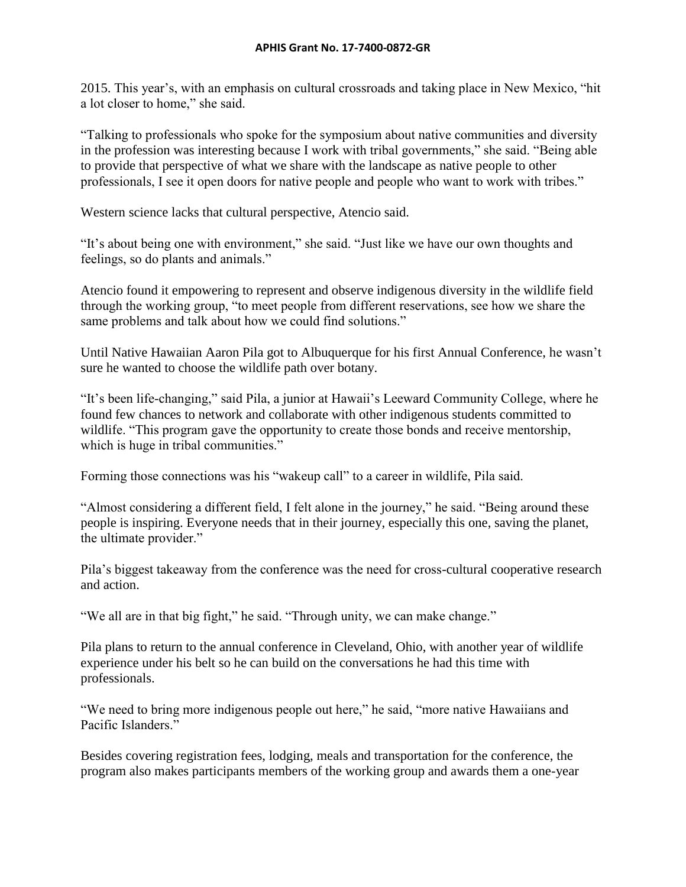2015. This year's, with an emphasis on cultural crossroads and taking place in New Mexico, "hit a lot closer to home," she said.

"Talking to professionals who spoke for the symposium about native communities and diversity in the profession was interesting because I work with tribal governments," she said. "Being able to provide that perspective of what we share with the landscape as native people to other professionals, I see it open doors for native people and people who want to work with tribes."

Western science lacks that cultural perspective, Atencio said.

"It's about being one with environment," she said. "Just like we have our own thoughts and feelings, so do plants and animals."

Atencio found it empowering to represent and observe indigenous diversity in the wildlife field through the working group, "to meet people from different reservations, see how we share the same problems and talk about how we could find solutions."

Until Native Hawaiian Aaron Pila got to Albuquerque for his first Annual Conference, he wasn't sure he wanted to choose the wildlife path over botany.

"It's been life-changing," said Pila, a junior at Hawaii's Leeward Community College, where he found few chances to network and collaborate with other indigenous students committed to wildlife. "This program gave the opportunity to create those bonds and receive mentorship, which is huge in tribal communities."

Forming those connections was his "wakeup call" to a career in wildlife, Pila said.

"Almost considering a different field, I felt alone in the journey," he said. "Being around these people is inspiring. Everyone needs that in their journey, especially this one, saving the planet, the ultimate provider."

Pila's biggest takeaway from the conference was the need for cross-cultural cooperative research and action.

"We all are in that big fight," he said. "Through unity, we can make change."

Pila plans to return to the annual conference in Cleveland, Ohio, with another year of wildlife experience under his belt so he can build on the conversations he had this time with professionals.

"We need to bring more indigenous people out here," he said, "more native Hawaiians and Pacific Islanders."

Besides covering registration fees, lodging, meals and transportation for the conference, the program also makes participants members of the working group and awards them a one-year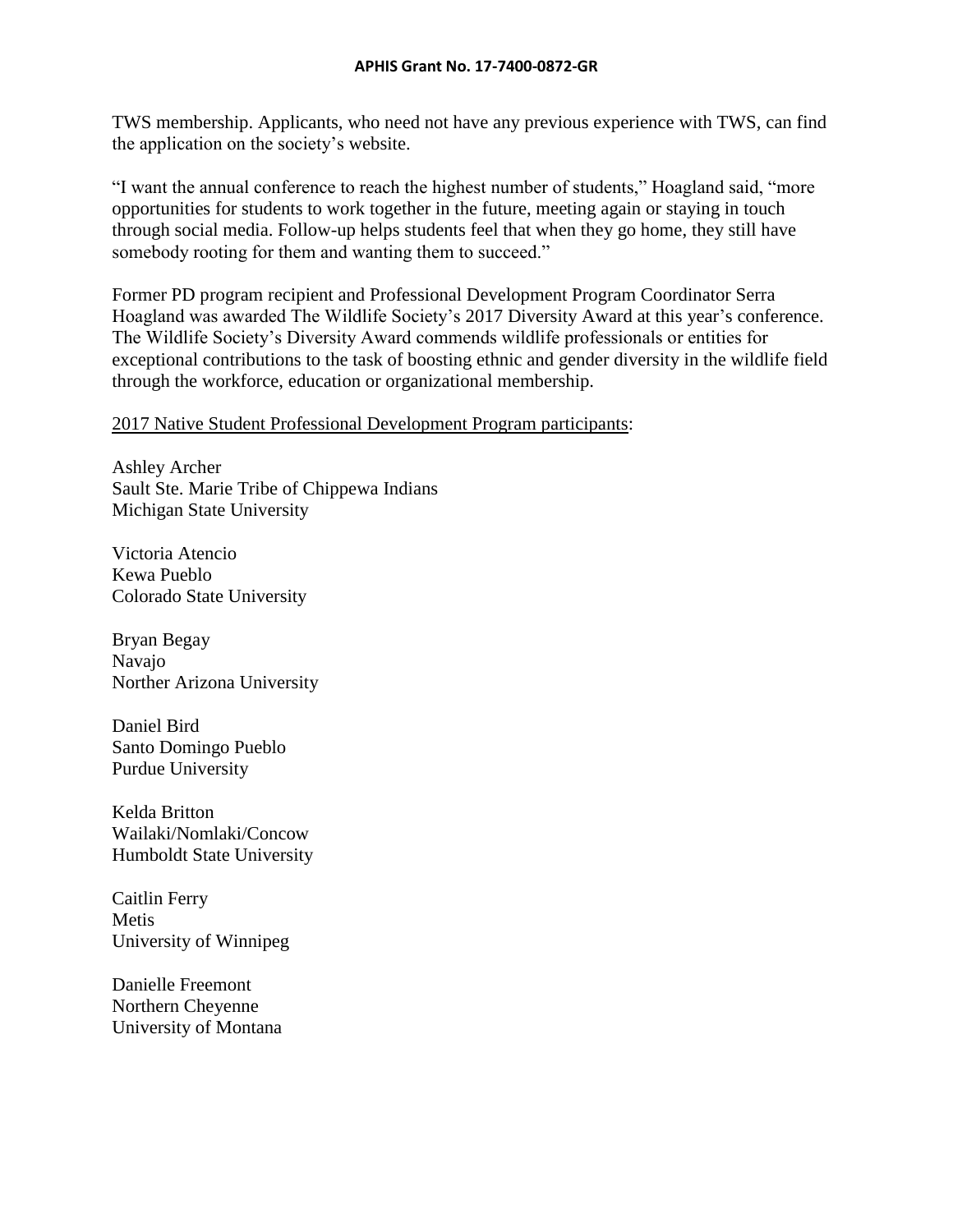TWS membership. Applicants, who need not have any previous experience with TWS, can find the application on the society's website.

"I want the annual conference to reach the highest number of students," Hoagland said, "more opportunities for students to work together in the future, meeting again or staying in touch through social media. Follow-up helps students feel that when they go home, they still have somebody rooting for them and wanting them to succeed."

Former PD program recipient and Professional Development Program Coordinator Serra Hoagland was awarded The Wildlife Society's 2017 Diversity Award at this year's conference. The Wildlife Society's Diversity Award commends wildlife professionals or entities for exceptional contributions to the task of boosting ethnic and gender diversity in the wildlife field through the workforce, education or organizational membership.

<u>2017 Native Student Professional Development Program participants</u>:

Ashley Archer
Sault Ste. Marie Tribe of Chippewa Indians
Michigan State University

Victoria Atencio
Kewa Pueblo
Colorado State University

Bryan Begay
Navajo
Norther Arizona University

Daniel Bird
Santo Domingo Pueblo
Purdue University

Kelda Britton
Wailaki/Nomlaki/Concow
Humboldt State University

Caitlin Ferry
Metis
University of Winnipeg

Danielle Freemont
Northern Cheyenne
University of Montana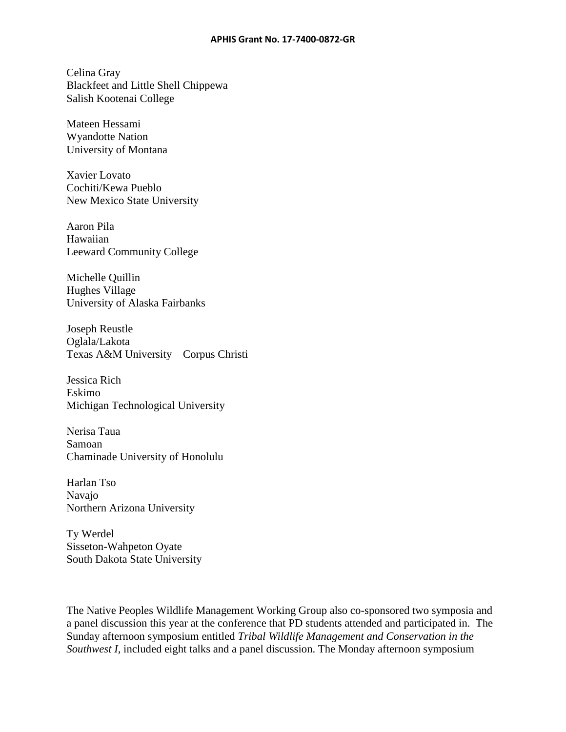Celina Gray
Blackfeet and Little Shell Chippewa
Salish Kootenai College

Mateen Hessami
Wyandotte Nation
University of Montana

Xavier Lovato
Cochiti/Kewa Pueblo
New Mexico State University

Aaron Pila
Hawaiian
Leeward Community College

Michelle Quillin
Hughes Village
University of Alaska Fairbanks

Joseph Reustle
Oglala/Lakota
Texas A&M University – Corpus Christi

Jessica Rich
Eskimo
Michigan Technological University

Nerisa Taua
Samoan
Chaminade University of Honolulu

Harlan Tso
Navajo
Northern Arizona University

Ty Werdel
Sisseton-Wahpeton Oyate
South Dakota State University

The Native Peoples Wildlife Management Working Group also co-sponsored two symposia and a panel discussion this year at the conference that PD students attended and participated in. The Sunday afternoon symposium entitled *Tribal Wildlife Management and Conservation in the Southwest I*, included eight talks and a panel discussion. The Monday afternoon symposium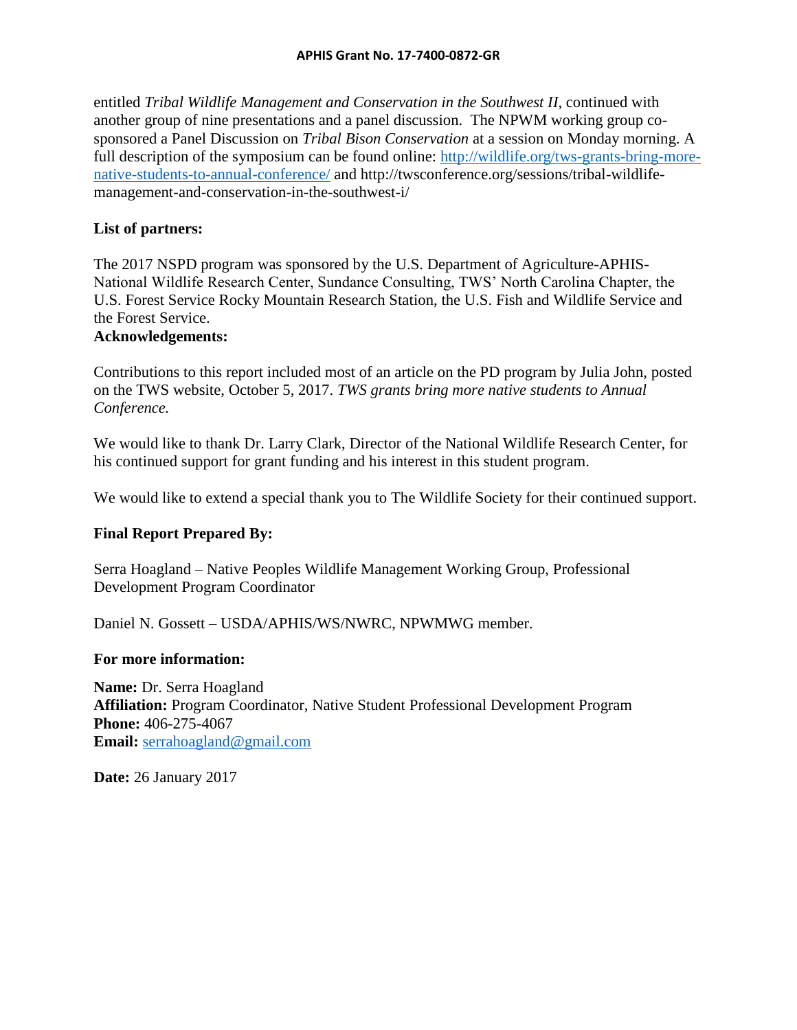entitled *Tribal Wildlife Management and Conservation in the Southwest II*, continued with another group of nine presentations and a panel discussion. The NPWM working group co-sponsored a Panel Discussion on *Tribal Bison Conservation* at a session on Monday morning. A full description of the symposium can be found online: http://wildlife.org/tws-grants-bring-more-native-students-to-annual-conference/ and http://twsconference.org/sessions/tribal-wildlife-management-and-conservation-in-the-southwest-i/

**List of partners:**

The 2017 NSPD program was sponsored by the U.S. Department of Agriculture-APHIS-National Wildlife Research Center, Sundance Consulting, TWS' North Carolina Chapter, the U.S. Forest Service Rocky Mountain Research Station, the U.S. Fish and Wildlife Service and the Forest Service.

**Acknowledgements:**

Contributions to this report included most of an article on the PD program by Julia John, posted on the TWS website, October 5, 2017. *TWS grants bring more native students to Annual Conference.*

We would like to thank Dr. Larry Clark, Director of the National Wildlife Research Center, for his continued support for grant funding and his interest in this student program.

We would like to extend a special thank you to The Wildlife Society for their continued support.

**Final Report Prepared By:**

Serra Hoagland – Native Peoples Wildlife Management Working Group, Professional Development Program Coordinator

Daniel N. Gossett – USDA/APHIS/WS/NWRC, NPWMWG member.

**For more information:**

**Name:** Dr. Serra Hoagland
**Affiliation:** Program Coordinator, Native Student Professional Development Program
**Phone:** 406-275-4067
**Email:** serrahoagland@gmail.com

**Date:** 26 January 2017